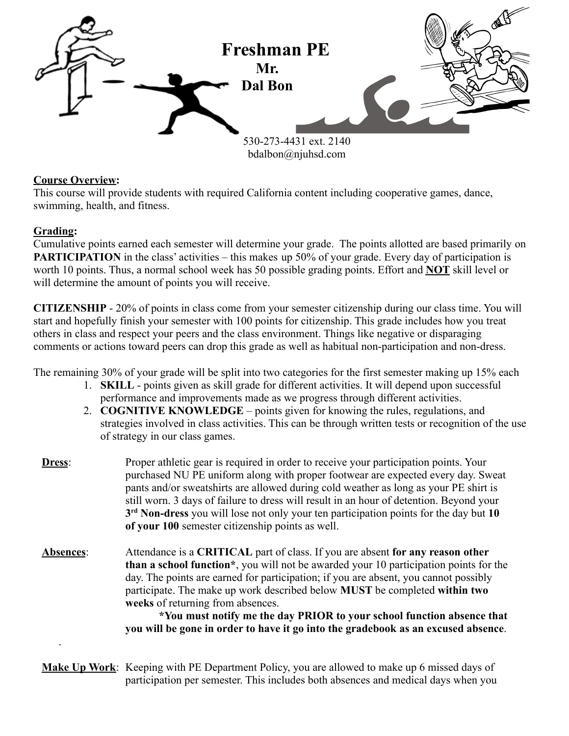# Freshman PE

**Mr. Dal Bon**

530-273-4431 ext. 2140
bdalbon@njuhsd.com

**Course Overview:**
This course will provide students with required California content including cooperative games, dance, swimming, health, and fitness.

**Grading:**
Cumulative points earned each semester will determine your grade. The points allotted are based primarily on **PARTICIPATION** in the class' activities – this makes up 50% of your grade. Every day of participation is worth 10 points. Thus, a normal school week has 50 possible grading points. Effort and **NOT** skill level or will determine the amount of points you will receive.

**CITIZENSHIP** - 20% of points in class come from your semester citizenship during our class time. You will start and hopefully finish your semester with 100 points for citizenship. This grade includes how you treat others in class and respect your peers and the class environment. Things like negative or disparaging comments or actions toward peers can drop this grade as well as habitual non-participation and non-dress.

The remaining 30% of your grade will be split into two categories for the first semester making up 15% each

1. **SKILL** - points given as skill grade for different activities. It will depend upon successful performance and improvements made as we progress through different activities.
2. **COGNITIVE KNOWLEDGE** – points given for knowing the rules, regulations, and strategies involved in class activities. This can be through written tests or recognition of the use of strategy in our class games.

**Dress**: Proper athletic gear is required in order to receive your participation points. Your purchased NU PE uniform along with proper footwear are expected every day. Sweat pants and/or sweatshirts are allowed during cold weather as long as your PE shirt is still worn. 3 days of failure to dress will result in an hour of detention. Beyond your **3rd Non-dress** you will lose not only your ten participation points for the day but **10 of your 100** semester citizenship points as well.

**Absences**: Attendance is a **CRITICAL** part of class. If you are absent **for any reason other than a school function***, you will not be awarded your 10 participation points for the day. The points are earned for participation; if you are absent, you cannot possibly participate. The make up work described below **MUST** be completed **within two weeks** of returning from absences.

**\*You must notify me the day PRIOR to your school function absence that you will be gone in order to have it go into the gradebook as an excused absence**.

**Make Up Work**: Keeping with PE Department Policy, you are allowed to make up 6 missed days of participation per semester. This includes both absences and medical days when you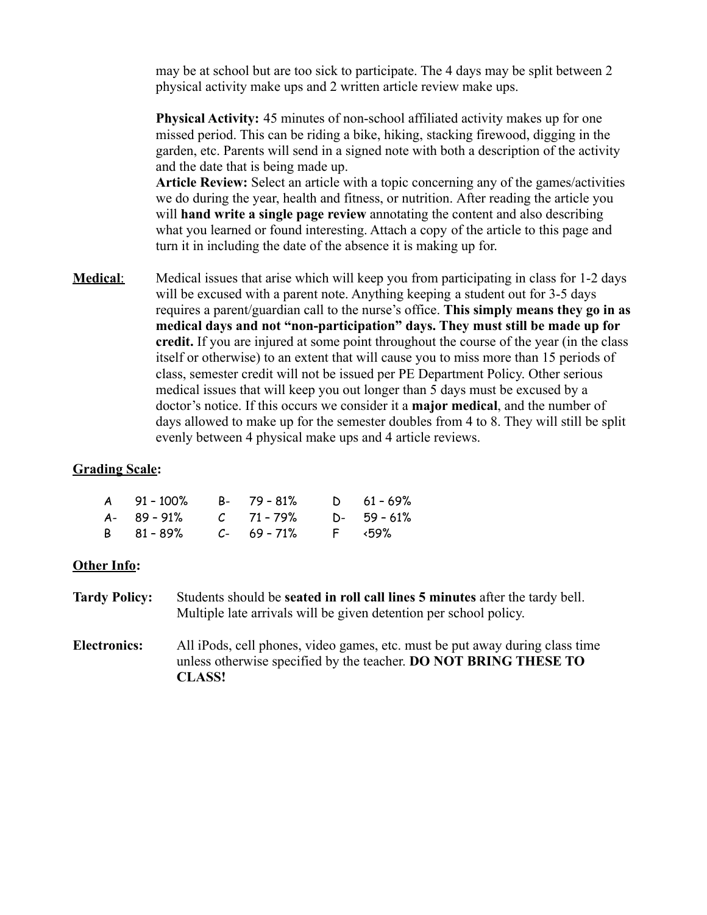may be at school but are too sick to participate. The 4 days may be split between 2 physical activity make ups and 2 written article review make ups.

**Physical Activity:** 45 minutes of non-school affiliated activity makes up for one missed period. This can be riding a bike, hiking, stacking firewood, digging in the garden, etc. Parents will send in a signed note with both a description of the activity and the date that is being made up.
**Article Review:** Select an article with a topic concerning any of the games/activities we do during the year, health and fitness, or nutrition. After reading the article you will **hand write a single page review** annotating the content and also describing what you learned or found interesting. Attach a copy of the article to this page and turn it in including the date of the absence it is making up for.

**Medical**: Medical issues that arise which will keep you from participating in class for 1-2 days will be excused with a parent note. Anything keeping a student out for 3-5 days requires a parent/guardian call to the nurse's office. **This simply means they go in as medical days and not "non-participation" days. They must still be made up for credit.** If you are injured at some point throughout the course of the year (in the class itself or otherwise) to an extent that will cause you to miss more than 15 periods of class, semester credit will not be issued per PE Department Policy. Other serious medical issues that will keep you out longer than 5 days must be excused by a doctor's notice. If this occurs we consider it a **major medical**, and the number of days allowed to make up for the semester doubles from 4 to 8. They will still be split evenly between 4 physical make ups and 4 article reviews.

**Grading Scale:**

| | | | | | |
|---|---|---|---|---|---|
| A | 91 – 100% | B- | 79 – 81% | D | 61 – 69% |
| A- | 89 – 91% | C | 71 – 79% | D- | 59 – 61% |
| B | 81 – 89% | C- | 69 – 71% | F | <59% |

**Other Info:**

**Tardy Policy:** Students should be **seated in roll call lines 5 minutes** after the tardy bell. Multiple late arrivals will be given detention per school policy.

**Electronics:** All iPods, cell phones, video games, etc. must be put away during class time unless otherwise specified by the teacher. **DO NOT BRING THESE TO CLASS!**